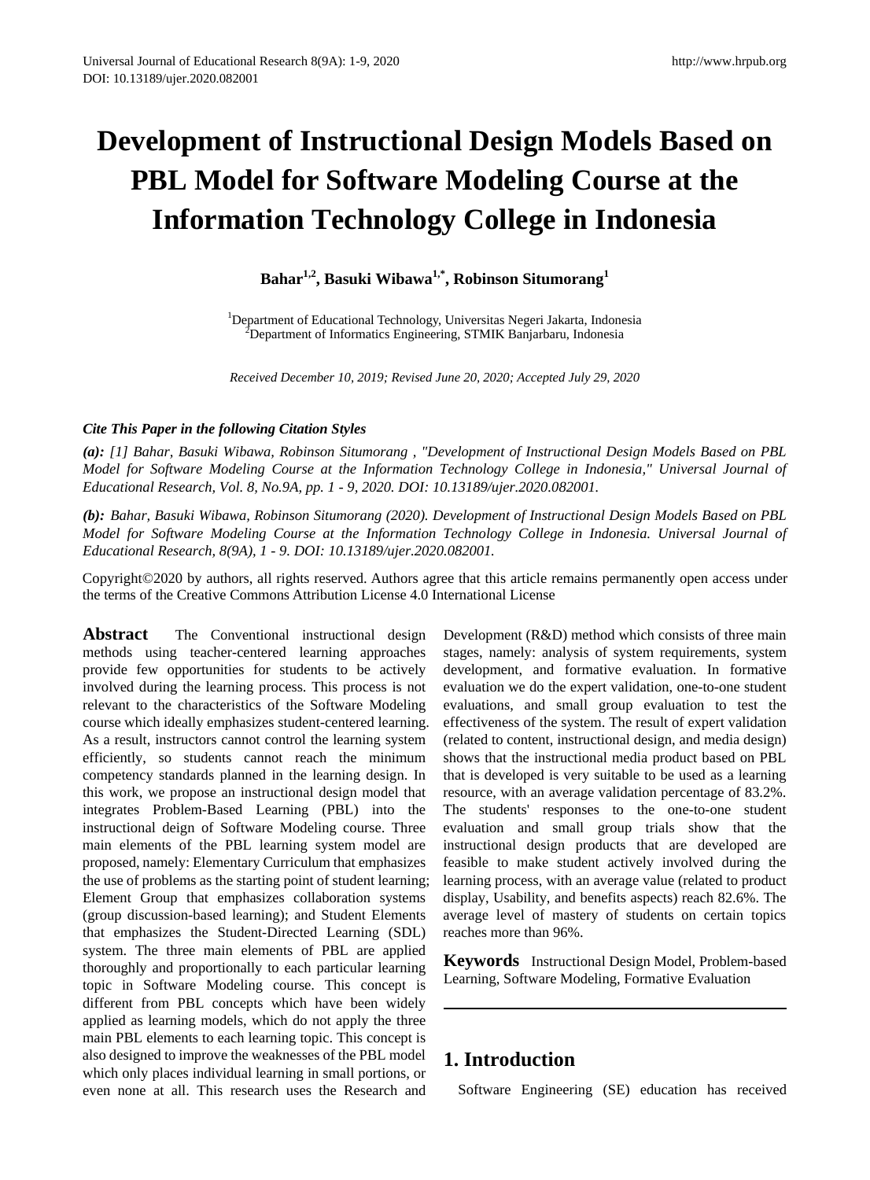# Development of Instructional Design Models Based on PBL Model for Software Modeling Course at the Information Technology College in Indonesia

**Bahar[1,2], Basuki Wibawa[1,*], Robinson Situmorang[1]**

[1]Department of Educational Technology, Universitas Negeri Jakarta, Indonesia
[2]Department of Informatics Engineering, STMIK Banjarbaru, Indonesia

*Received December 10, 2019; Revised June 20, 2020; Accepted July 29, 2020*

***Cite This Paper in the following Citation Styles***

***(a):*** *[1] Bahar, Basuki Wibawa, Robinson Situmorang , "Development of Instructional Design Models Based on PBL Model for Software Modeling Course at the Information Technology College in Indonesia," Universal Journal of Educational Research, Vol. 8, No.9A, pp. 1 - 9, 2020. DOI: 10.13189/ujer.2020.082001.*

***(b):*** *Bahar, Basuki Wibawa, Robinson Situmorang (2020). Development of Instructional Design Models Based on PBL Model for Software Modeling Course at the Information Technology College in Indonesia. Universal Journal of Educational Research, 8(9A), 1 - 9. DOI: 10.13189/ujer.2020.082001.*

Copyright©2020 by authors, all rights reserved. Authors agree that this article remains permanently open access under the terms of the Creative Commons Attribution License 4.0 International License

**Abstract** The Conventional instructional design methods using teacher-centered learning approaches provide few opportunities for students to be actively involved during the learning process. This process is not relevant to the characteristics of the Software Modeling course which ideally emphasizes student-centered learning. As a result, instructors cannot control the learning system efficiently, so students cannot reach the minimum competency standards planned in the learning design. In this work, we propose an instructional design model that integrates Problem-Based Learning (PBL) into the instructional deign of Software Modeling course. Three main elements of the PBL learning system model are proposed, namely: Elementary Curriculum that emphasizes the use of problems as the starting point of student learning; Element Group that emphasizes collaboration systems (group discussion-based learning); and Student Elements that emphasizes the Student-Directed Learning (SDL) system. The three main elements of PBL are applied thoroughly and proportionally to each particular learning topic in Software Modeling course. This concept is different from PBL concepts which have been widely applied as learning models, which do not apply the three main PBL elements to each learning topic. This concept is also designed to improve the weaknesses of the PBL model which only places individual learning in small portions, or even none at all. This research uses the Research and Development (R&D) method which consists of three main stages, namely: analysis of system requirements, system development, and formative evaluation. In formative evaluation we do the expert validation, one-to-one student evaluations, and small group evaluation to test the effectiveness of the system. The result of expert validation (related to content, instructional design, and media design) shows that the instructional media product based on PBL that is developed is very suitable to be used as a learning resource, with an average validation percentage of 83.2%. The students' responses to the one-to-one student evaluation and small group trials show that the instructional design products that are developed are feasible to make student actively involved during the learning process, with an average value (related to product display, Usability, and benefits aspects) reach 82.6%. The average level of mastery of students on certain topics reaches more than 96%.

**Keywords** Instructional Design Model, Problem-based Learning, Software Modeling, Formative Evaluation

## 1. Introduction

Software Engineering (SE) education has received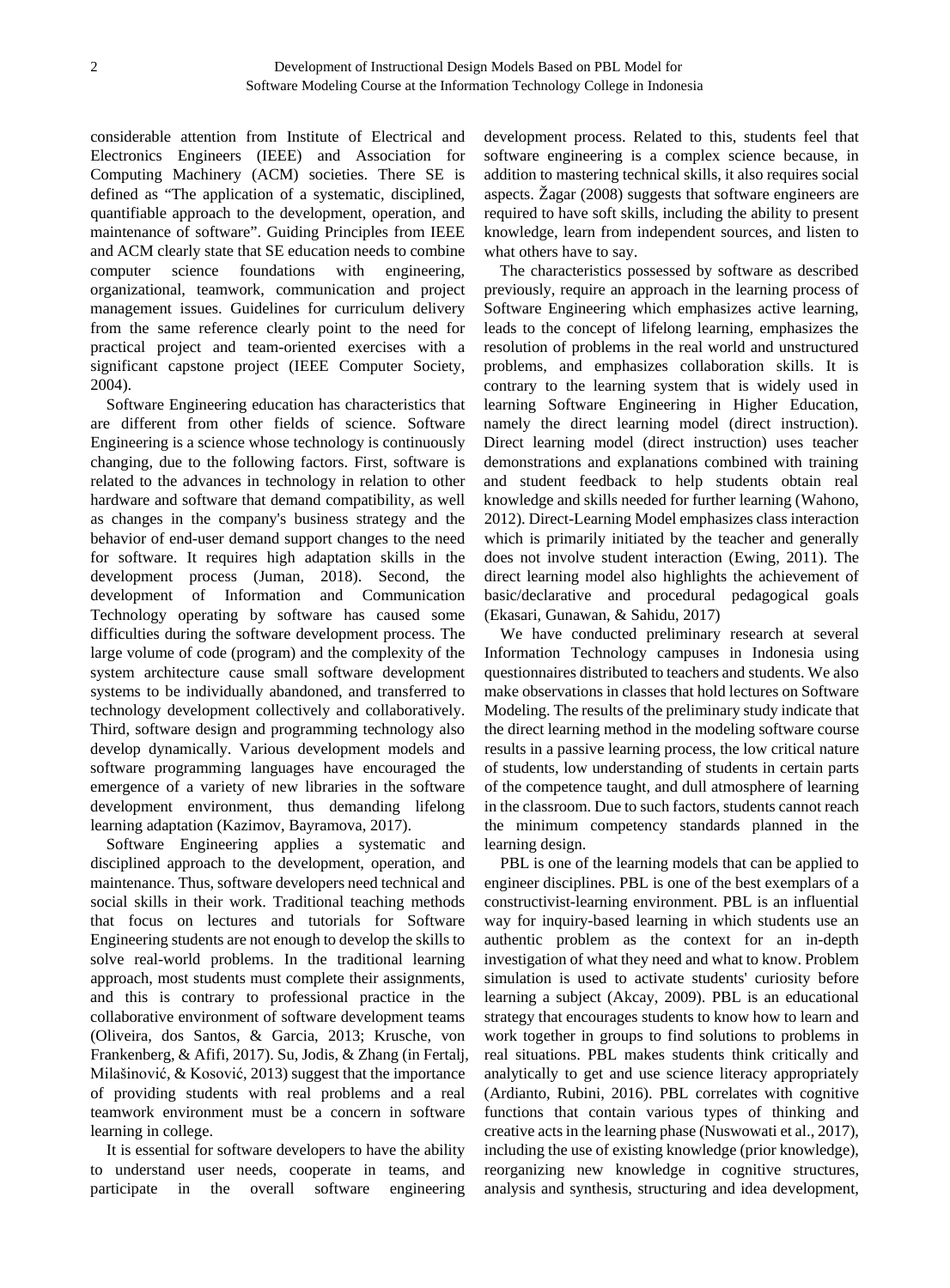considerable attention from Institute of Electrical and Electronics Engineers (IEEE) and Association for Computing Machinery (ACM) societies. There SE is defined as "The application of a systematic, disciplined, quantifiable approach to the development, operation, and maintenance of software". Guiding Principles from IEEE and ACM clearly state that SE education needs to combine computer science foundations with engineering, organizational, teamwork, communication and project management issues. Guidelines for curriculum delivery from the same reference clearly point to the need for practical project and team-oriented exercises with a significant capstone project (IEEE Computer Society, 2004).

Software Engineering education has characteristics that are different from other fields of science. Software Engineering is a science whose technology is continuously changing, due to the following factors. First, software is related to the advances in technology in relation to other hardware and software that demand compatibility, as well as changes in the company's business strategy and the behavior of end-user demand support changes to the need for software. It requires high adaptation skills in the development process (Juman, 2018). Second, the development of Information and Communication Technology operating by software has caused some difficulties during the software development process. The large volume of code (program) and the complexity of the system architecture cause small software development systems to be individually abandoned, and transferred to technology development collectively and collaboratively. Third, software design and programming technology also develop dynamically. Various development models and software programming languages have encouraged the emergence of a variety of new libraries in the software development environment, thus demanding lifelong learning adaptation (Kazimov, Bayramova, 2017).

Software Engineering applies a systematic and disciplined approach to the development, operation, and maintenance. Thus, software developers need technical and social skills in their work. Traditional teaching methods that focus on lectures and tutorials for Software Engineering students are not enough to develop the skills to solve real-world problems. In the traditional learning approach, most students must complete their assignments, and this is contrary to professional practice in the collaborative environment of software development teams (Oliveira, dos Santos, & Garcia, 2013; Krusche, von Frankenberg, & Afifi, 2017). Su, Jodis, & Zhang (in Fertalj, Milašinović, & Kosović, 2013) suggest that the importance of providing students with real problems and a real teamwork environment must be a concern in software learning in college.

It is essential for software developers to have the ability to understand user needs, cooperate in teams, and participate in the overall software engineering development process. Related to this, students feel that software engineering is a complex science because, in addition to mastering technical skills, it also requires social aspects. Žagar (2008) suggests that software engineers are required to have soft skills, including the ability to present knowledge, learn from independent sources, and listen to what others have to say.

The characteristics possessed by software as described previously, require an approach in the learning process of Software Engineering which emphasizes active learning, leads to the concept of lifelong learning, emphasizes the resolution of problems in the real world and unstructured problems, and emphasizes collaboration skills. It is contrary to the learning system that is widely used in learning Software Engineering in Higher Education, namely the direct learning model (direct instruction). Direct learning model (direct instruction) uses teacher demonstrations and explanations combined with training and student feedback to help students obtain real knowledge and skills needed for further learning (Wahono, 2012). Direct-Learning Model emphasizes class interaction which is primarily initiated by the teacher and generally does not involve student interaction (Ewing, 2011). The direct learning model also highlights the achievement of basic/declarative and procedural pedagogical goals (Ekasari, Gunawan, & Sahidu, 2017)

We have conducted preliminary research at several Information Technology campuses in Indonesia using questionnaires distributed to teachers and students. We also make observations in classes that hold lectures on Software Modeling. The results of the preliminary study indicate that the direct learning method in the modeling software course results in a passive learning process, the low critical nature of students, low understanding of students in certain parts of the competence taught, and dull atmosphere of learning in the classroom. Due to such factors, students cannot reach the minimum competency standards planned in the learning design.

PBL is one of the learning models that can be applied to engineer disciplines. PBL is one of the best exemplars of a constructivist-learning environment. PBL is an influential way for inquiry-based learning in which students use an authentic problem as the context for an in-depth investigation of what they need and what to know. Problem simulation is used to activate students' curiosity before learning a subject (Akcay, 2009). PBL is an educational strategy that encourages students to know how to learn and work together in groups to find solutions to problems in real situations. PBL makes students think critically and analytically to get and use science literacy appropriately (Ardianto, Rubini, 2016). PBL correlates with cognitive functions that contain various types of thinking and creative acts in the learning phase (Nuswowati et al., 2017), including the use of existing knowledge (prior knowledge), reorganizing new knowledge in cognitive structures, analysis and synthesis, structuring and idea development,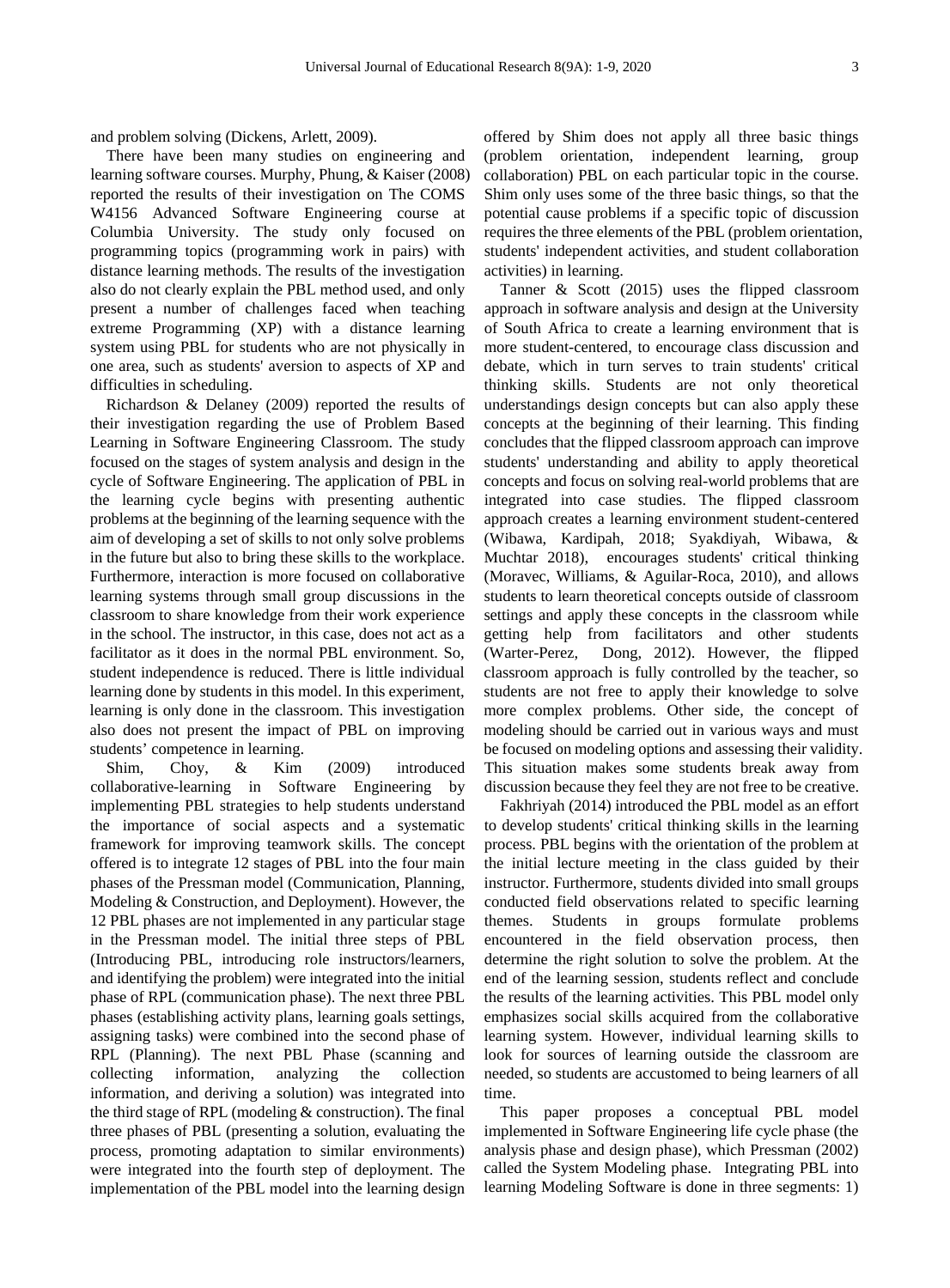and problem solving (Dickens, Arlett, 2009).

There have been many studies on engineering and learning software courses. Murphy, Phung, & Kaiser (2008) reported the results of their investigation on The COMS W4156 Advanced Software Engineering course at Columbia University. The study only focused on programming topics (programming work in pairs) with distance learning methods. The results of the investigation also do not clearly explain the PBL method used, and only present a number of challenges faced when teaching extreme Programming (XP) with a distance learning system using PBL for students who are not physically in one area, such as students' aversion to aspects of XP and difficulties in scheduling.

Richardson & Delaney (2009) reported the results of their investigation regarding the use of Problem Based Learning in Software Engineering Classroom. The study focused on the stages of system analysis and design in the cycle of Software Engineering. The application of PBL in the learning cycle begins with presenting authentic problems at the beginning of the learning sequence with the aim of developing a set of skills to not only solve problems in the future but also to bring these skills to the workplace. Furthermore, interaction is more focused on collaborative learning systems through small group discussions in the classroom to share knowledge from their work experience in the school. The instructor, in this case, does not act as a facilitator as it does in the normal PBL environment. So, student independence is reduced. There is little individual learning done by students in this model. In this experiment, learning is only done in the classroom. This investigation also does not present the impact of PBL on improving students' competence in learning.

Shim, Choy, & Kim (2009) introduced collaborative-learning in Software Engineering by implementing PBL strategies to help students understand the importance of social aspects and a systematic framework for improving teamwork skills. The concept offered is to integrate 12 stages of PBL into the four main phases of the Pressman model (Communication, Planning, Modeling & Construction, and Deployment). However, the 12 PBL phases are not implemented in any particular stage in the Pressman model. The initial three steps of PBL (Introducing PBL, introducing role instructors/learners, and identifying the problem) were integrated into the initial phase of RPL (communication phase). The next three PBL phases (establishing activity plans, learning goals settings, assigning tasks) were combined into the second phase of RPL (Planning). The next PBL Phase (scanning and collecting information, analyzing the collection information, and deriving a solution) was integrated into the third stage of RPL (modeling & construction). The final three phases of PBL (presenting a solution, evaluating the process, promoting adaptation to similar environments) were integrated into the fourth step of deployment. The implementation of the PBL model into the learning design offered by Shim does not apply all three basic things (problem orientation, independent learning, group collaboration) PBL on each particular topic in the course. Shim only uses some of the three basic things, so that the potential cause problems if a specific topic of discussion requires the three elements of the PBL (problem orientation, students' independent activities, and student collaboration activities) in learning.

Tanner & Scott (2015) uses the flipped classroom approach in software analysis and design at the University of South Africa to create a learning environment that is more student-centered, to encourage class discussion and debate, which in turn serves to train students' critical thinking skills. Students are not only theoretical understandings design concepts but can also apply these concepts at the beginning of their learning. This finding concludes that the flipped classroom approach can improve students' understanding and ability to apply theoretical concepts and focus on solving real-world problems that are integrated into case studies. The flipped classroom approach creates a learning environment student-centered (Wibawa, Kardipah, 2018; Syakdiyah, Wibawa, & Muchtar 2018), encourages students' critical thinking (Moravec, Williams, & Aguilar-Roca, 2010), and allows students to learn theoretical concepts outside of classroom settings and apply these concepts in the classroom while getting help from facilitators and other students (Warter-Perez, Dong, 2012). However, the flipped classroom approach is fully controlled by the teacher, so students are not free to apply their knowledge to solve more complex problems. Other side, the concept of modeling should be carried out in various ways and must be focused on modeling options and assessing their validity. This situation makes some students break away from discussion because they feel they are not free to be creative.

Fakhriyah (2014) introduced the PBL model as an effort to develop students' critical thinking skills in the learning process. PBL begins with the orientation of the problem at the initial lecture meeting in the class guided by their instructor. Furthermore, students divided into small groups conducted field observations related to specific learning themes. Students in groups formulate problems encountered in the field observation process, then determine the right solution to solve the problem. At the end of the learning session, students reflect and conclude the results of the learning activities. This PBL model only emphasizes social skills acquired from the collaborative learning system. However, individual learning skills to look for sources of learning outside the classroom are needed, so students are accustomed to being learners of all time.

This paper proposes a conceptual PBL model implemented in Software Engineering life cycle phase (the analysis phase and design phase), which Pressman (2002) called the System Modeling phase. Integrating PBL into learning Modeling Software is done in three segments: 1)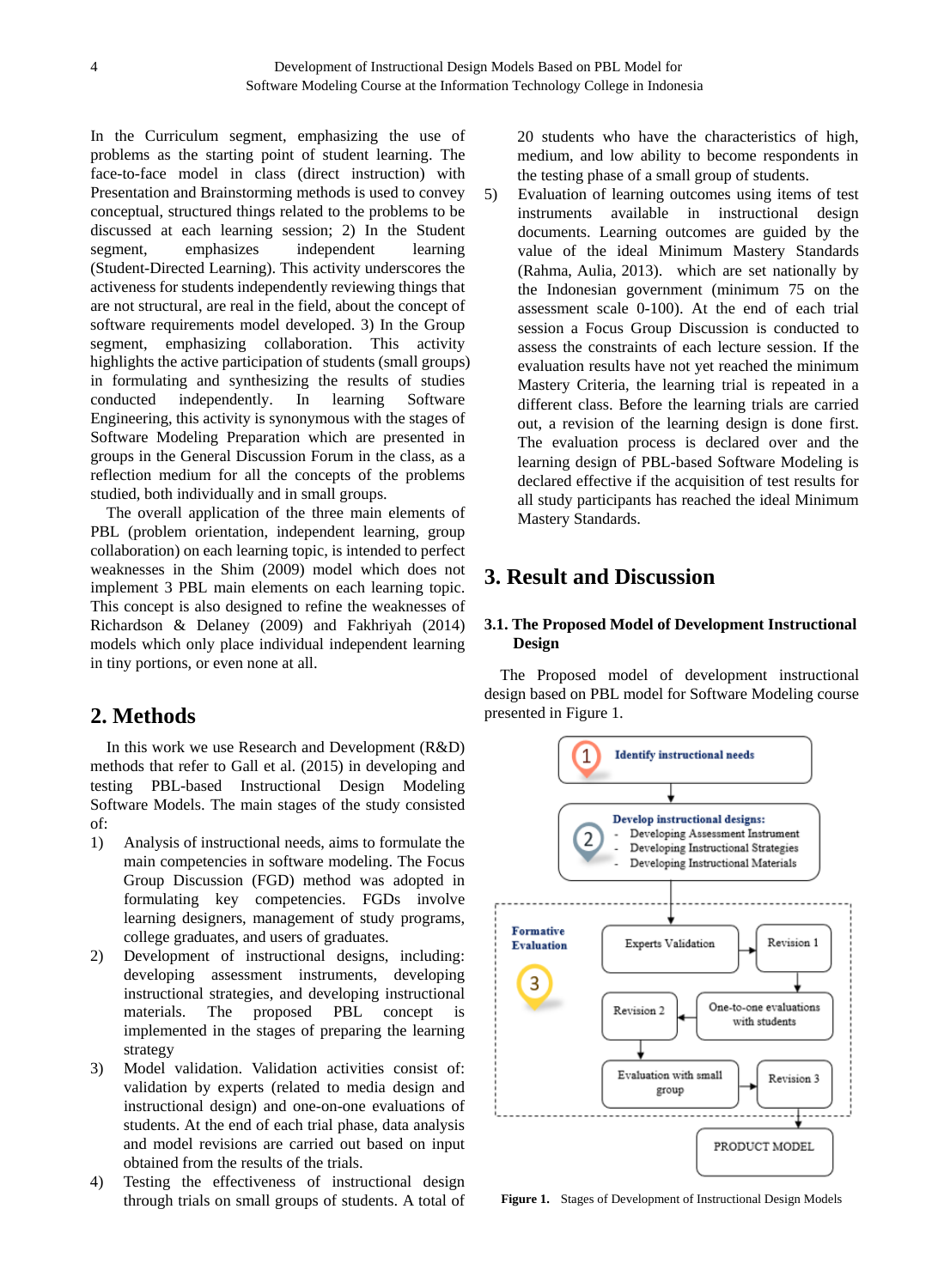In the Curriculum segment, emphasizing the use of problems as the starting point of student learning. The face-to-face model in class (direct instruction) with Presentation and Brainstorming methods is used to convey conceptual, structured things related to the problems to be discussed at each learning session; 2) In the Student segment, emphasizes independent learning (Student-Directed Learning). This activity underscores the activeness for students independently reviewing things that are not structural, are real in the field, about the concept of software requirements model developed. 3) In the Group segment, emphasizing collaboration. This activity highlights the active participation of students (small groups) in formulating and synthesizing the results of studies conducted independently. In learning Software Engineering, this activity is synonymous with the stages of Software Modeling Preparation which are presented in groups in the General Discussion Forum in the class, as a reflection medium for all the concepts of the problems studied, both individually and in small groups.

The overall application of the three main elements of PBL (problem orientation, independent learning, group collaboration) on each learning topic, is intended to perfect weaknesses in the Shim (2009) model which does not implement 3 PBL main elements on each learning topic. This concept is also designed to refine the weaknesses of Richardson & Delaney (2009) and Fakhriyah (2014) models which only place individual independent learning in tiny portions, or even none at all.

## 2. Methods

In this work we use Research and Development (R&D) methods that refer to Gall et al. (2015) in developing and testing PBL-based Instructional Design Modeling Software Models. The main stages of the study consisted of:

1) Analysis of instructional needs, aims to formulate the main competencies in software modeling. The Focus Group Discussion (FGD) method was adopted in formulating key competencies. FGDs involve learning designers, management of study programs, college graduates, and users of graduates.
2) Development of instructional designs, including: developing assessment instruments, developing instructional strategies, and developing instructional materials. The proposed PBL concept is implemented in the stages of preparing the learning strategy
3) Model validation. Validation activities consist of: validation by experts (related to media design and instructional design) and one-on-one evaluations of students. At the end of each trial phase, data analysis and model revisions are carried out based on input obtained from the results of the trials.
4) Testing the effectiveness of instructional design through trials on small groups of students. A total of 20 students who have the characteristics of high, medium, and low ability to become respondents in the testing phase of a small group of students.
5) Evaluation of learning outcomes using items of test instruments available in instructional design documents. Learning outcomes are guided by the value of the ideal Minimum Mastery Standards (Rahma, Aulia, 2013). which are set nationally by the Indonesian government (minimum 75 on the assessment scale 0-100). At the end of each trial session a Focus Group Discussion is conducted to assess the constraints of each lecture session. If the evaluation results have not yet reached the minimum Mastery Criteria, the learning trial is repeated in a different class. Before the learning trials are carried out, a revision of the learning design is done first. The evaluation process is declared over and the learning design of PBL-based Software Modeling is declared effective if the acquisition of test results for all study participants has reached the ideal Minimum Mastery Standards.

## 3. Result and Discussion

### 3.1. The Proposed Model of Development Instructional Design

The Proposed model of development instructional design based on PBL model for Software Modeling course presented in Figure 1.

1 Identify instructional needs

2 Develop instructional designs:
- Developing Assessment Instrument
- Developing Instructional Strategies
- Developing Instructional Materials

3 Formative Evaluation: Experts Validation → Revision 1 → One-to-one evaluations with students → Revision 2 → Evaluation with small group → Revision 3

PRODUCT MODEL

**Figure 1.** Stages of Development of Instructional Design Models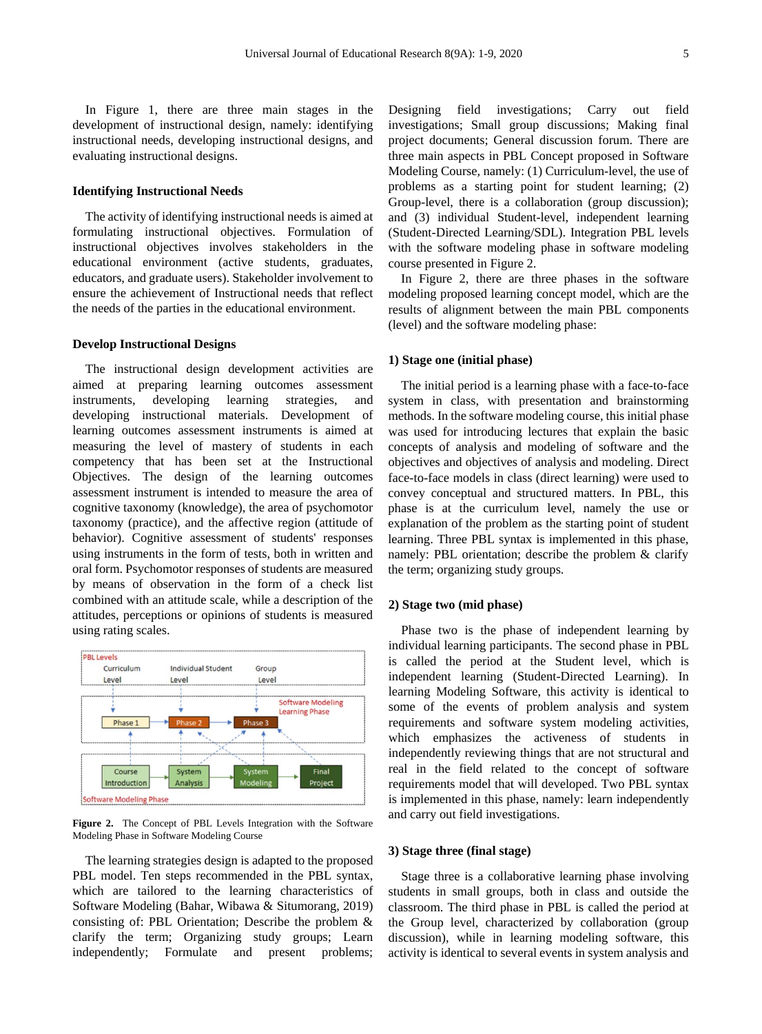In Figure 1, there are three main stages in the development of instructional design, namely: identifying instructional needs, developing instructional designs, and evaluating instructional designs.

### Identifying Instructional Needs

The activity of identifying instructional needs is aimed at formulating instructional objectives. Formulation of instructional objectives involves stakeholders in the educational environment (active students, graduates, educators, and graduate users). Stakeholder involvement to ensure the achievement of Instructional needs that reflect the needs of the parties in the educational environment.

### Develop Instructional Designs

The instructional design development activities are aimed at preparing learning outcomes assessment instruments, developing learning strategies, and developing instructional materials. Development of learning outcomes assessment instruments is aimed at measuring the level of mastery of students in each competency that has been set at the Instructional Objectives. The design of the learning outcomes assessment instrument is intended to measure the area of cognitive taxonomy (knowledge), the area of psychomotor taxonomy (practice), and the affective region (attitude of behavior). Cognitive assessment of students' responses using instruments in the form of tests, both in written and oral form. Psychomotor responses of students are measured by means of observation in the form of a check list combined with an attitude scale, while a description of the attitudes, perceptions or opinions of students is measured using rating scales.

**Figure 2.** The Concept of PBL Levels Integration with the Software Modeling Phase in Software Modeling Course

The learning strategies design is adapted to the proposed PBL model. Ten steps recommended in the PBL syntax, which are tailored to the learning characteristics of Software Modeling (Bahar, Wibawa & Situmorang, 2019) consisting of: PBL Orientation; Describe the problem & clarify the term; Organizing study groups; Learn independently; Formulate and present problems; Designing field investigations; Carry out field investigations; Small group discussions; Making final project documents; General discussion forum. There are three main aspects in PBL Concept proposed in Software Modeling Course, namely: (1) Curriculum-level, the use of problems as a starting point for student learning; (2) Group-level, there is a collaboration (group discussion); and (3) individual Student-level, independent learning (Student-Directed Learning/SDL). Integration PBL levels with the software modeling phase in software modeling course presented in Figure 2.

In Figure 2, there are three phases in the software modeling proposed learning concept model, which are the results of alignment between the main PBL components (level) and the software modeling phase:

### 1) Stage one (initial phase)

The initial period is a learning phase with a face-to-face system in class, with presentation and brainstorming methods. In the software modeling course, this initial phase was used for introducing lectures that explain the basic concepts of analysis and modeling of software and the objectives and objectives of analysis and modeling. Direct face-to-face models in class (direct learning) were used to convey conceptual and structured matters. In PBL, this phase is at the curriculum level, namely the use or explanation of the problem as the starting point of student learning. Three PBL syntax is implemented in this phase, namely: PBL orientation; describe the problem & clarify the term; organizing study groups.

### 2) Stage two (mid phase)

Phase two is the phase of independent learning by individual learning participants. The second phase in PBL is called the period at the Student level, which is independent learning (Student-Directed Learning). In learning Modeling Software, this activity is identical to some of the events of problem analysis and system requirements and software system modeling activities, which emphasizes the activeness of students in independently reviewing things that are not structural and real in the field related to the concept of software requirements model that will developed. Two PBL syntax is implemented in this phase, namely: learn independently and carry out field investigations.

### 3) Stage three (final stage)

Stage three is a collaborative learning phase involving students in small groups, both in class and outside the classroom. The third phase in PBL is called the period at the Group level, characterized by collaboration (group discussion), while in learning modeling software, this activity is identical to several events in system analysis and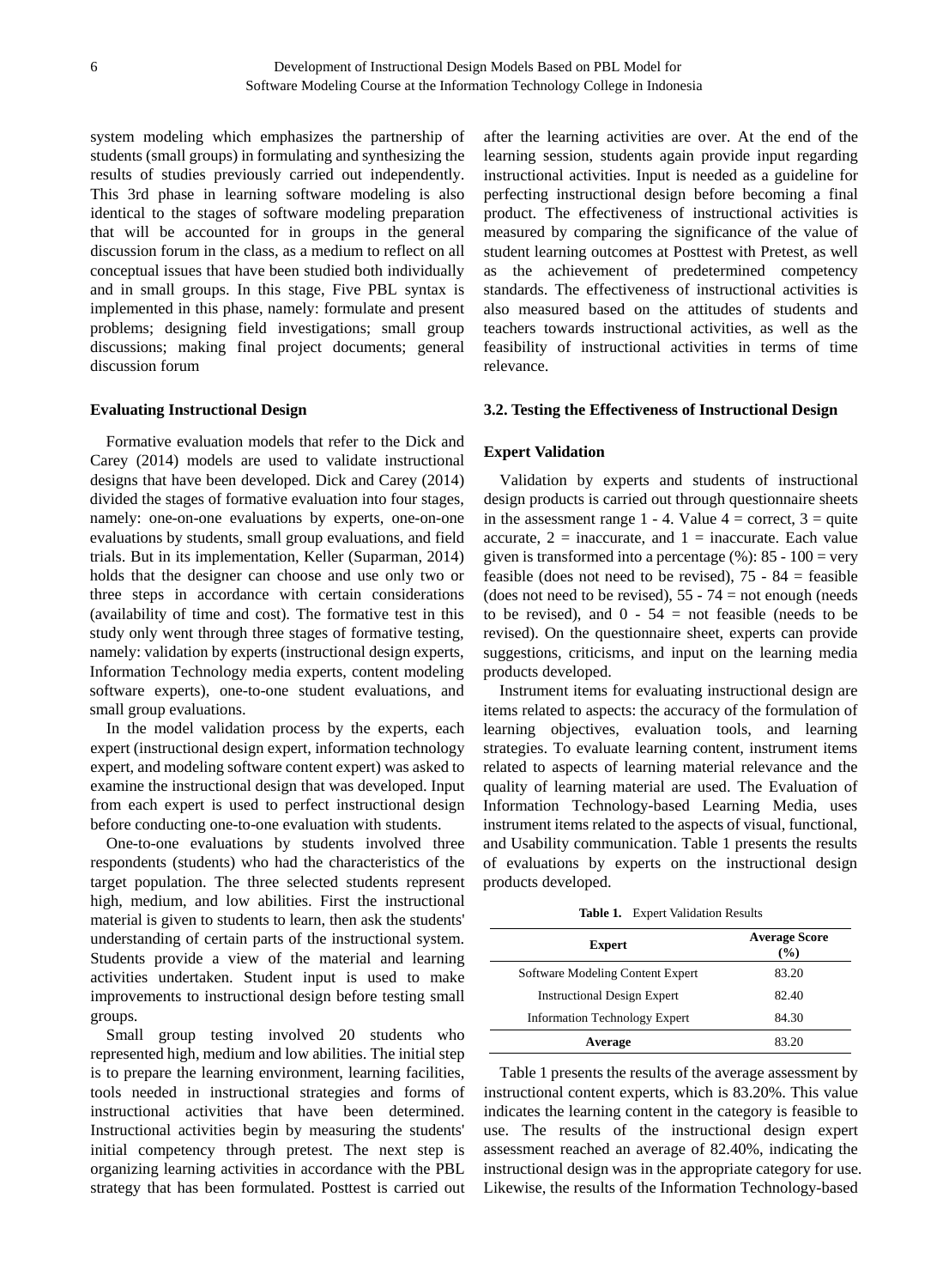system modeling which emphasizes the partnership of students (small groups) in formulating and synthesizing the results of studies previously carried out independently. This 3rd phase in learning software modeling is also identical to the stages of software modeling preparation that will be accounted for in groups in the general discussion forum in the class, as a medium to reflect on all conceptual issues that have been studied both individually and in small groups. In this stage, Five PBL syntax is implemented in this phase, namely: formulate and present problems; designing field investigations; small group discussions; making final project documents; general discussion forum

### Evaluating Instructional Design

Formative evaluation models that refer to the Dick and Carey (2014) models are used to validate instructional designs that have been developed. Dick and Carey (2014) divided the stages of formative evaluation into four stages, namely: one-on-one evaluations by experts, one-on-one evaluations by students, small group evaluations, and field trials. But in its implementation, Keller (Suparman, 2014) holds that the designer can choose and use only two or three steps in accordance with certain considerations (availability of time and cost). The formative test in this study only went through three stages of formative testing, namely: validation by experts (instructional design experts, Information Technology media experts, content modeling software experts), one-to-one student evaluations, and small group evaluations.

In the model validation process by the experts, each expert (instructional design expert, information technology expert, and modeling software content expert) was asked to examine the instructional design that was developed. Input from each expert is used to perfect instructional design before conducting one-to-one evaluation with students.

One-to-one evaluations by students involved three respondents (students) who had the characteristics of the target population. The three selected students represent high, medium, and low abilities. First the instructional material is given to students to learn, then ask the students' understanding of certain parts of the instructional system. Students provide a view of the material and learning activities undertaken. Student input is used to make improvements to instructional design before testing small groups.

Small group testing involved 20 students who represented high, medium and low abilities. The initial step is to prepare the learning environment, learning facilities, tools needed in instructional strategies and forms of instructional activities that have been determined. Instructional activities begin by measuring the students' initial competency through pretest. The next step is organizing learning activities in accordance with the PBL strategy that has been formulated. Posttest is carried out after the learning activities are over. At the end of the learning session, students again provide input regarding instructional activities. Input is needed as a guideline for perfecting instructional design before becoming a final product. The effectiveness of instructional activities is measured by comparing the significance of the value of student learning outcomes at Posttest with Pretest, as well as the achievement of predetermined competency standards. The effectiveness of instructional activities is also measured based on the attitudes of students and teachers towards instructional activities, as well as the feasibility of instructional activities in terms of time relevance.

## 3.2. Testing the Effectiveness of Instructional Design

### Expert Validation

Validation by experts and students of instructional design products is carried out through questionnaire sheets in the assessment range 1 - 4. Value 4 = correct, 3 = quite accurate, 2 = inaccurate, and 1 = inaccurate. Each value given is transformed into a percentage (%): 85 - 100 = very feasible (does not need to be revised), 75 - 84 = feasible (does not need to be revised), 55 - 74 = not enough (needs to be revised), and 0 - 54 = not feasible (needs to be revised). On the questionnaire sheet, experts can provide suggestions, criticisms, and input on the learning media products developed.

Instrument items for evaluating instructional design are items related to aspects: the accuracy of the formulation of learning objectives, evaluation tools, and learning strategies. To evaluate learning content, instrument items related to aspects of learning material relevance and the quality of learning material are used. The Evaluation of Information Technology-based Learning Media, uses instrument items related to the aspects of visual, functional, and Usability communication. Table 1 presents the results of evaluations by experts on the instructional design products developed.

**Table 1.** Expert Validation Results

| Expert | Average Score (%) |
|---|---|
| Software Modeling Content Expert | 83.20 |
| Instructional Design Expert | 82.40 |
| Information Technology Expert | 84.30 |
| **Average** | 83.20 |

Table 1 presents the results of the average assessment by instructional content experts, which is 83.20%. This value indicates the learning content in the category is feasible to use. The results of the instructional design expert assessment reached an average of 82.40%, indicating the instructional design was in the appropriate category for use. Likewise, the results of the Information Technology-based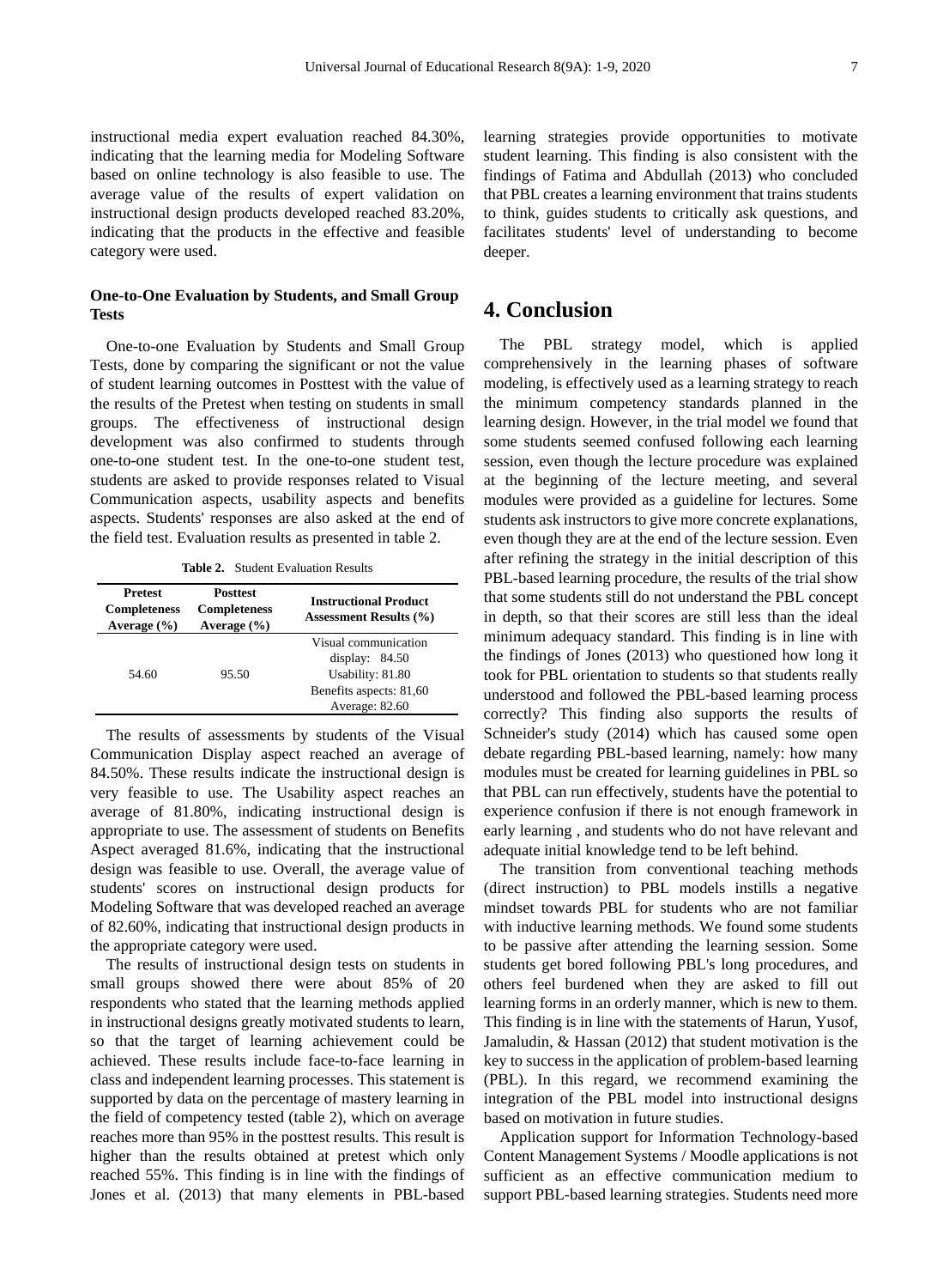instructional media expert evaluation reached 84.30%, indicating that the learning media for Modeling Software based on online technology is also feasible to use. The average value of the results of expert validation on instructional design products developed reached 83.20%, indicating that the products in the effective and feasible category were used.

### One-to-One Evaluation by Students, and Small Group Tests

One-to-one Evaluation by Students and Small Group Tests, done by comparing the significant or not the value of student learning outcomes in Posttest with the value of the results of the Pretest when testing on students in small groups. The effectiveness of instructional design development was also confirmed to students through one-to-one student test. In the one-to-one student test, students are asked to provide responses related to Visual Communication aspects, usability aspects and benefits aspects. Students' responses are also asked at the end of the field test. Evaluation results as presented in table 2.

**Table 2.** Student Evaluation Results

| Pretest Completeness Average (%) | Posttest Completeness Average (%) | Instructional Product Assessment Results (%) |
|---|---|---|
| 54.60 | 95.50 | Visual communication display: 84.50<br>Usability: 81.80<br>Benefits aspects: 81,60<br>Average: 82.60 |

The results of assessments by students of the Visual Communication Display aspect reached an average of 84.50%. These results indicate the instructional design is very feasible to use. The Usability aspect reaches an average of 81.80%, indicating instructional design is appropriate to use. The assessment of students on Benefits Aspect averaged 81.6%, indicating that the instructional design was feasible to use. Overall, the average value of students' scores on instructional design products for Modeling Software that was developed reached an average of 82.60%, indicating that instructional design products in the appropriate category were used.

The results of instructional design tests on students in small groups showed there were about 85% of 20 respondents who stated that the learning methods applied in instructional designs greatly motivated students to learn, so that the target of learning achievement could be achieved. These results include face-to-face learning in class and independent learning processes. This statement is supported by data on the percentage of mastery learning in the field of competency tested (table 2), which on average reaches more than 95% in the posttest results. This result is higher than the results obtained at pretest which only reached 55%. This finding is in line with the findings of Jones et al. (2013) that many elements in PBL-based learning strategies provide opportunities to motivate student learning. This finding is also consistent with the findings of Fatima and Abdullah (2013) who concluded that PBL creates a learning environment that trains students to think, guides students to critically ask questions, and facilitates students' level of understanding to become deeper.

## 4. Conclusion

The PBL strategy model, which is applied comprehensively in the learning phases of software modeling, is effectively used as a learning strategy to reach the minimum competency standards planned in the learning design. However, in the trial model we found that some students seemed confused following each learning session, even though the lecture procedure was explained at the beginning of the lecture meeting, and several modules were provided as a guideline for lectures. Some students ask instructors to give more concrete explanations, even though they are at the end of the lecture session. Even after refining the strategy in the initial description of this PBL-based learning procedure, the results of the trial show that some students still do not understand the PBL concept in depth, so that their scores are still less than the ideal minimum adequacy standard. This finding is in line with the findings of Jones (2013) who questioned how long it took for PBL orientation to students so that students really understood and followed the PBL-based learning process correctly? This finding also supports the results of Schneider's study (2014) which has caused some open debate regarding PBL-based learning, namely: how many modules must be created for learning guidelines in PBL so that PBL can run effectively, students have the potential to experience confusion if there is not enough framework in early learning , and students who do not have relevant and adequate initial knowledge tend to be left behind.

The transition from conventional teaching methods (direct instruction) to PBL models instills a negative mindset towards PBL for students who are not familiar with inductive learning methods. We found some students to be passive after attending the learning session. Some students get bored following PBL's long procedures, and others feel burdened when they are asked to fill out learning forms in an orderly manner, which is new to them. This finding is in line with the statements of Harun, Yusof, Jamaludin, & Hassan (2012) that student motivation is the key to success in the application of problem-based learning (PBL). In this regard, we recommend examining the integration of the PBL model into instructional designs based on motivation in future studies.

Application support for Information Technology-based Content Management Systems / Moodle applications is not sufficient as an effective communication medium to support PBL-based learning strategies. Students need more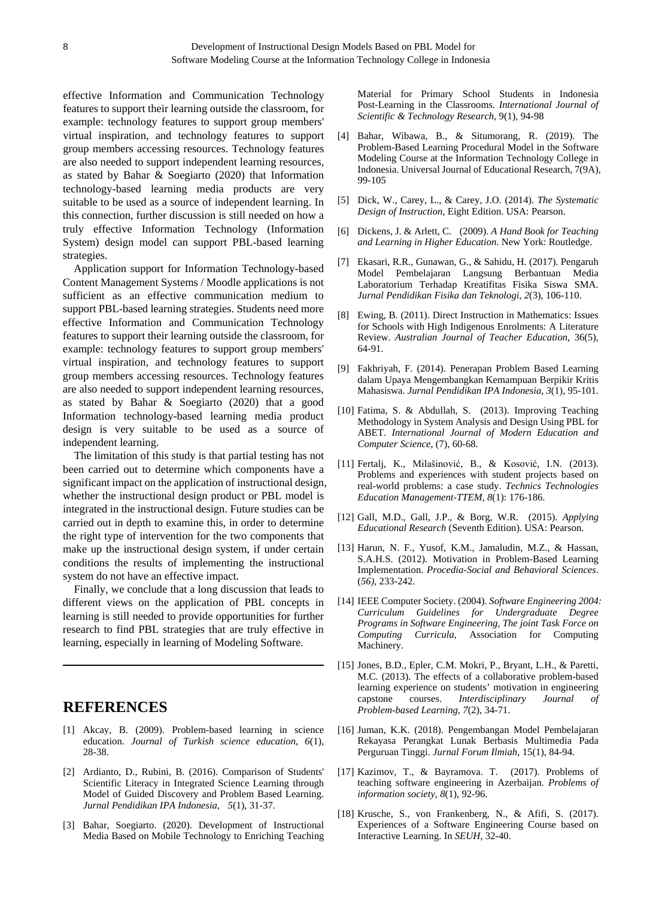effective Information and Communication Technology features to support their learning outside the classroom, for example: technology features to support group members' virtual inspiration, and technology features to support group members accessing resources. Technology features are also needed to support independent learning resources, as stated by Bahar & Soegiarto (2020) that Information technology-based learning media products are very suitable to be used as a source of independent learning. In this connection, further discussion is still needed on how a truly effective Information Technology (Information System) design model can support PBL-based learning strategies.

Application support for Information Technology-based Content Management Systems / Moodle applications is not sufficient as an effective communication medium to support PBL-based learning strategies. Students need more effective Information and Communication Technology features to support their learning outside the classroom, for example: technology features to support group members' virtual inspiration, and technology features to support group members accessing resources. Technology features are also needed to support independent learning resources, as stated by Bahar & Soegiarto (2020) that a good Information technology-based learning media product design is very suitable to be used as a source of independent learning.

The limitation of this study is that partial testing has not been carried out to determine which components have a significant impact on the application of instructional design, whether the instructional design product or PBL model is integrated in the instructional design. Future studies can be carried out in depth to examine this, in order to determine the right type of intervention for the two components that make up the instructional design system, if under certain conditions the results of implementing the instructional system do not have an effective impact.

Finally, we conclude that a long discussion that leads to different views on the application of PBL concepts in learning is still needed to provide opportunities for further research to find PBL strategies that are truly effective in learning, especially in learning of Modeling Software.

## REFERENCES

[1] Akcay, B. (2009). Problem-based learning in science education. *Journal of Turkish science education*, *6*(1), 28-38.

[2] Ardianto, D., Rubini, B. (2016). Comparison of Students' Scientific Literacy in Integrated Science Learning through Model of Guided Discovery and Problem Based Learning. *Jurnal Pendidikan IPA Indonesia*, *5*(1), 31-37.

[3] Bahar, Soegiarto. (2020). Development of Instructional Media Based on Mobile Technology to Enriching Teaching Material for Primary School Students in Indonesia Post-Learning in the Classrooms. *International Journal of Scientific & Technology Research*, 9(1), 94-98

[4] Bahar, Wibawa, B., & Situmorang, R. (2019). The Problem-Based Learning Procedural Model in the Software Modeling Course at the Information Technology College in Indonesia. Universal Journal of Educational Research, 7(9A), 99-105

[5] Dick, W., Carey, L., & Carey, J.O. (2014). *The Systematic Design of Instruction*, Eight Edition. USA: Pearson.

[6] Dickens, J. & Arlett, C. (2009). *A Hand Book for Teaching and Learning in Higher Education*. New York: Routledge.

[7] Ekasari, R.R., Gunawan, G., & Sahidu, H. (2017). Pengaruh Model Pembelajaran Langsung Berbantuan Media Laboratorium Terhadap Kreatifitas Fisika Siswa SMA. *Jurnal Pendidikan Fisika dan Teknologi*, *2*(3), 106-110.

[8] Ewing, B. (2011). Direct Instruction in Mathematics: Issues for Schools with High Indigenous Enrolments: A Literature Review. *Australian Journal of Teacher Education*, 36(5), 64-91.

[9] Fakhriyah, F. (2014). Penerapan Problem Based Learning dalam Upaya Mengembangkan Kemampuan Berpikir Kritis Mahasiswa. *Jurnal Pendidikan IPA Indonesia*, *3*(1), 95-101.

[10] Fatima, S. & Abdullah, S. (2013). Improving Teaching Methodology in System Analysis and Design Using PBL for ABET. *International Journal of Modern Education and Computer Science*, (7), 60-68.

[11] Fertalj, K., Milašinović, B., & Kosović, I.N. (2013). Problems and experiences with student projects based on real-world problems: a case study. *Technics Technologies Education Management-TTEM*, *8*(1): 176-186.

[12] Gall, M.D., Gall, J.P., & Borg, W.R. (2015). *Applying Educational Research* (Seventh Edition). USA: Pearson.

[13] Harun, N. F., Yusof, K.M., Jamaludin, M.Z., & Hassan, S.A.H.S. (2012). Motivation in Problem-Based Learning Implementation. *Procedia-Social and Behavioral Sciences*. (*56)*, 233-242.

[14] IEEE Computer Society. (2004). *Software Engineering 2004: Curriculum Guidelines for Undergraduate Degree Programs in Software Engineering, The joint Task Force on Computing Curricula*, Association for Computing Machinery.

[15] Jones, B.D., Epler, C.M. Mokri, P., Bryant, L.H., & Paretti, M.C. (2013). The effects of a collaborative problem-based learning experience on students' motivation in engineering capstone courses. *Interdisciplinary Journal of Problem-based Learning*, *7*(2), 34-71.

[16] Juman, K.K. (2018). Pengembangan Model Pembelajaran Rekayasa Perangkat Lunak Berbasis Multimedia Pada Perguruan Tinggi. *Jurnal Forum Ilmiah*, 15(1), 84-94.

[17] Kazimov, T., & Bayramova. T. (2017). Problems of teaching software engineering in Azerbaijan. *Problems of information society*, *8*(1), 92-96.

[18] Krusche, S., von Frankenberg, N., & Afifi, S. (2017). Experiences of a Software Engineering Course based on Interactive Learning. In *SEUH*, 32-40.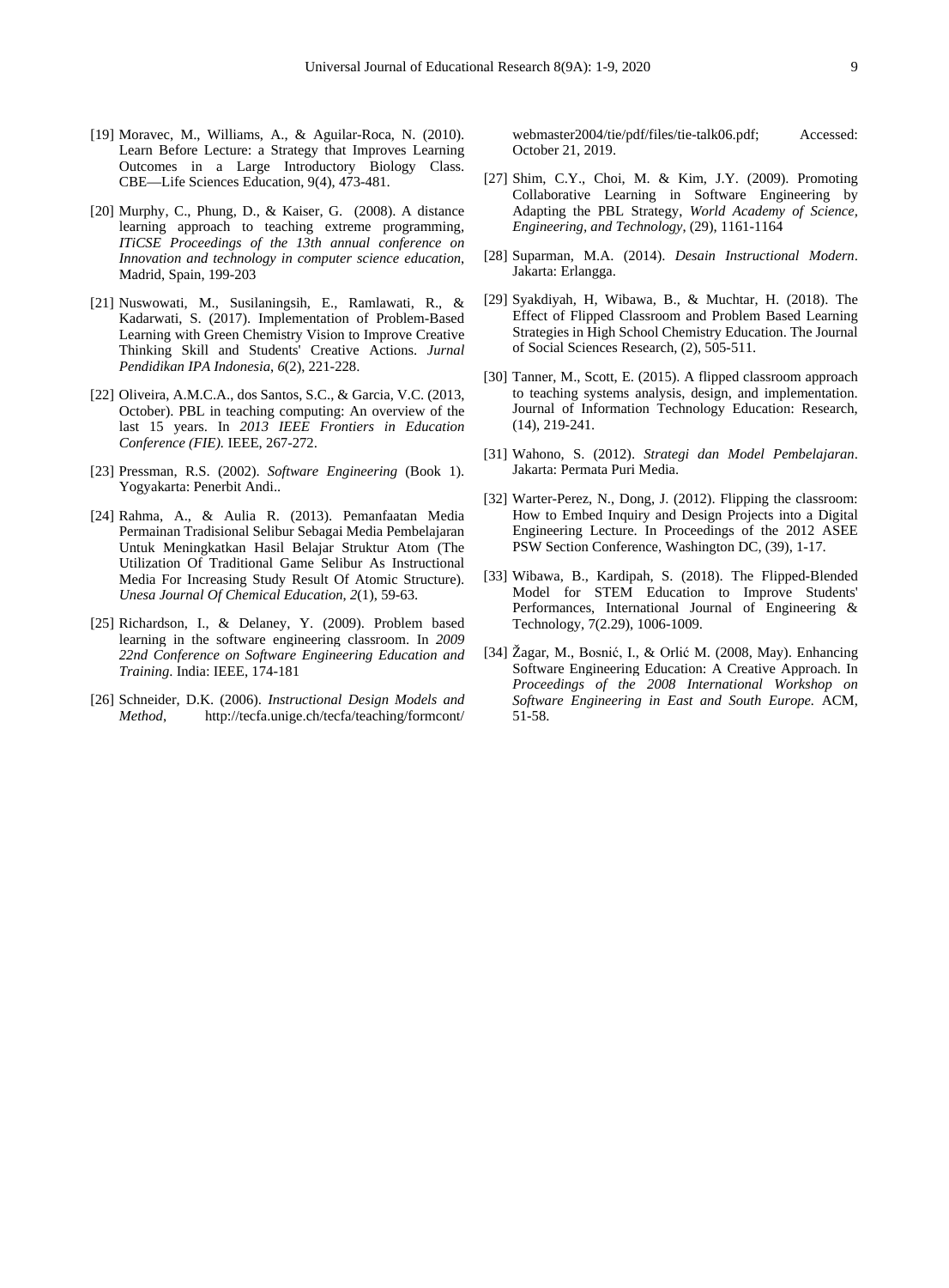[19] Moravec, M., Williams, A., & Aguilar-Roca, N. (2010). Learn Before Lecture: a Strategy that Improves Learning Outcomes in a Large Introductory Biology Class. CBE—Life Sciences Education, 9(4), 473-481.

[20] Murphy, C., Phung, D., & Kaiser, G. (2008). A distance learning approach to teaching extreme programming, *ITiCSE Proceedings of the 13th annual conference on Innovation and technology in computer science education*, Madrid, Spain, 199-203

[21] Nuswowati, M., Susilaningsih, E., Ramlawati, R., & Kadarwati, S. (2017). Implementation of Problem-Based Learning with Green Chemistry Vision to Improve Creative Thinking Skill and Students' Creative Actions. *Jurnal Pendidikan IPA Indonesia*, *6*(2), 221-228.

[22] Oliveira, A.M.C.A., dos Santos, S.C., & Garcia, V.C. (2013, October). PBL in teaching computing: An overview of the last 15 years. In *2013 IEEE Frontiers in Education Conference (FIE).* IEEE, 267-272.

[23] Pressman, R.S. (2002). *Software Engineering* (Book 1). Yogyakarta: Penerbit Andi..

[24] Rahma, A., & Aulia R. (2013). Pemanfaatan Media Permainan Tradisional Selibur Sebagai Media Pembelajaran Untuk Meningkatkan Hasil Belajar Struktur Atom (The Utilization Of Traditional Game Selibur As Instructional Media For Increasing Study Result Of Atomic Structure). *Unesa Journal Of Chemical Education*, *2*(1), 59-63.

[25] Richardson, I., & Delaney, Y. (2009). Problem based learning in the software engineering classroom. In *2009 22nd Conference on Software Engineering Education and Training*. India: IEEE, 174-181

[26] Schneider, D.K. (2006). *Instructional Design Models and Method*, http://tecfa.unige.ch/tecfa/teaching/formcont/webmaster2004/tie/pdf/files/tie-talk06.pdf; Accessed: October 21, 2019.

[27] Shim, C.Y., Choi, M. & Kim, J.Y. (2009). Promoting Collaborative Learning in Software Engineering by Adapting the PBL Strategy, *World Academy of Science, Engineering, and Technology*, (29), 1161-1164

[28] Suparman, M.A. (2014). *Desain Instructional Modern*. Jakarta: Erlangga.

[29] Syakdiyah, H, Wibawa, B., & Muchtar, H. (2018). The Effect of Flipped Classroom and Problem Based Learning Strategies in High School Chemistry Education. The Journal of Social Sciences Research, (2), 505-511.

[30] Tanner, M., Scott, E. (2015). A flipped classroom approach to teaching systems analysis, design, and implementation. Journal of Information Technology Education: Research, (14), 219-241.

[31] Wahono, S. (2012). *Strategi dan Model Pembelajaran*. Jakarta: Permata Puri Media.

[32] Warter-Perez, N., Dong, J. (2012). Flipping the classroom: How to Embed Inquiry and Design Projects into a Digital Engineering Lecture. In Proceedings of the 2012 ASEE PSW Section Conference, Washington DC, (39), 1-17.

[33] Wibawa, B., Kardipah, S. (2018). The Flipped-Blended Model for STEM Education to Improve Students' Performances, International Journal of Engineering & Technology, 7(2.29), 1006-1009.

[34] Žagar, M., Bosnić, I., & Orlić M. (2008, May). Enhancing Software Engineering Education: A Creative Approach. In *Proceedings of the 2008 International Workshop on Software Engineering in East and South Europe.* ACM, 51-58.